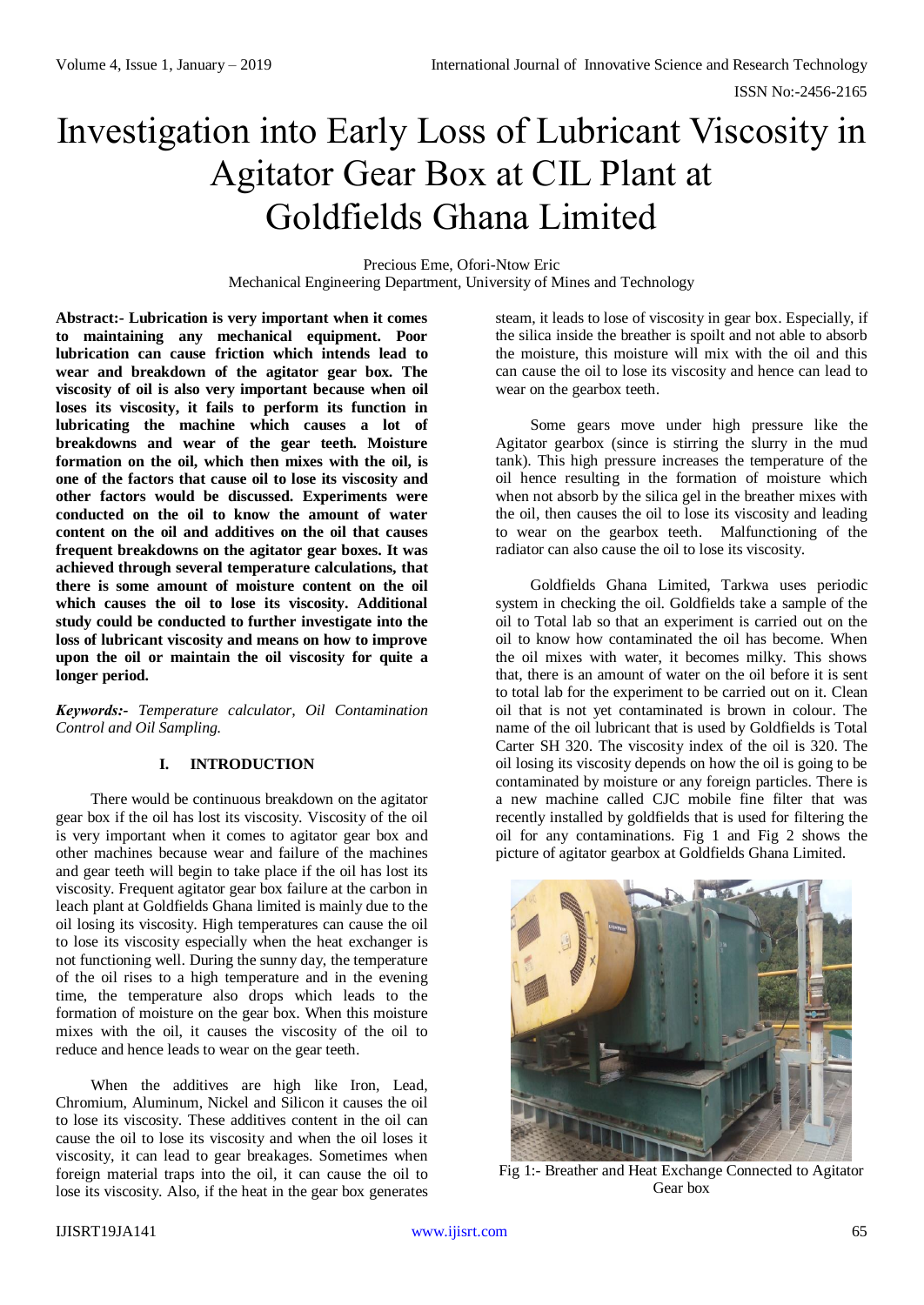# Investigation into Early Loss of Lubricant Viscosity in Agitator Gear Box at CIL Plant at Goldfields Ghana Limited

Precious Eme, Ofori-Ntow Eric
Mechanical Engineering Department, University of Mines and Technology

**Abstract:- Lubrication is very important when it comes to maintaining any mechanical equipment. Poor lubrication can cause friction which intends lead to wear and breakdown of the agitator gear box. The viscosity of oil is also very important because when oil loses its viscosity, it fails to perform its function in lubricating the machine which causes a lot of breakdowns and wear of the gear teeth. Moisture formation on the oil, which then mixes with the oil, is one of the factors that cause oil to lose its viscosity and other factors would be discussed. Experiments were conducted on the oil to know the amount of water content on the oil and additives on the oil that causes frequent breakdowns on the agitator gear boxes. It was achieved through several temperature calculations, that there is some amount of moisture content on the oil which causes the oil to lose its viscosity. Additional study could be conducted to further investigate into the loss of lubricant viscosity and means on how to improve upon the oil or maintain the oil viscosity for quite a longer period.**

***Keywords:-*** *Temperature calculator, Oil Contamination Control and Oil Sampling.*

## I. INTRODUCTION

There would be continuous breakdown on the agitator gear box if the oil has lost its viscosity. Viscosity of the oil is very important when it comes to agitator gear box and other machines because wear and failure of the machines and gear teeth will begin to take place if the oil has lost its viscosity. Frequent agitator gear box failure at the carbon in leach plant at Goldfields Ghana limited is mainly due to the oil losing its viscosity. High temperatures can cause the oil to lose its viscosity especially when the heat exchanger is not functioning well. During the sunny day, the temperature of the oil rises to a high temperature and in the evening time, the temperature also drops which leads to the formation of moisture on the gear box. When this moisture mixes with the oil, it causes the viscosity of the oil to reduce and hence leads to wear on the gear teeth.

When the additives are high like Iron, Lead, Chromium, Aluminum, Nickel and Silicon it causes the oil to lose its viscosity. These additives content in the oil can cause the oil to lose its viscosity and when the oil loses it viscosity, it can lead to gear breakages. Sometimes when foreign material traps into the oil, it can cause the oil to lose its viscosity. Also, if the heat in the gear box generates steam, it leads to lose of viscosity in gear box. Especially, if the silica inside the breather is spoilt and not able to absorb the moisture, this moisture will mix with the oil and this can cause the oil to lose its viscosity and hence can lead to wear on the gearbox teeth.

Some gears move under high pressure like the Agitator gearbox (since is stirring the slurry in the mud tank). This high pressure increases the temperature of the oil hence resulting in the formation of moisture which when not absorb by the silica gel in the breather mixes with the oil, then causes the oil to lose its viscosity and leading to wear on the gearbox teeth. Malfunctioning of the radiator can also cause the oil to lose its viscosity.

Goldfields Ghana Limited, Tarkwa uses periodic system in checking the oil. Goldfields take a sample of the oil to Total lab so that an experiment is carried out on the oil to know how contaminated the oil has become. When the oil mixes with water, it becomes milky. This shows that, there is an amount of water on the oil before it is sent to total lab for the experiment to be carried out on it. Clean oil that is not yet contaminated is brown in colour. The name of the oil lubricant that is used by Goldfields is Total Carter SH 320. The viscosity index of the oil is 320. The oil losing its viscosity depends on how the oil is going to be contaminated by moisture or any foreign particles. There is a new machine called CJC mobile fine filter that was recently installed by goldfields that is used for filtering the oil for any contaminations. Fig 1 and Fig 2 shows the picture of agitator gearbox at Goldfields Ghana Limited.

Fig 1:- Breather and Heat Exchange Connected to Agitator Gear box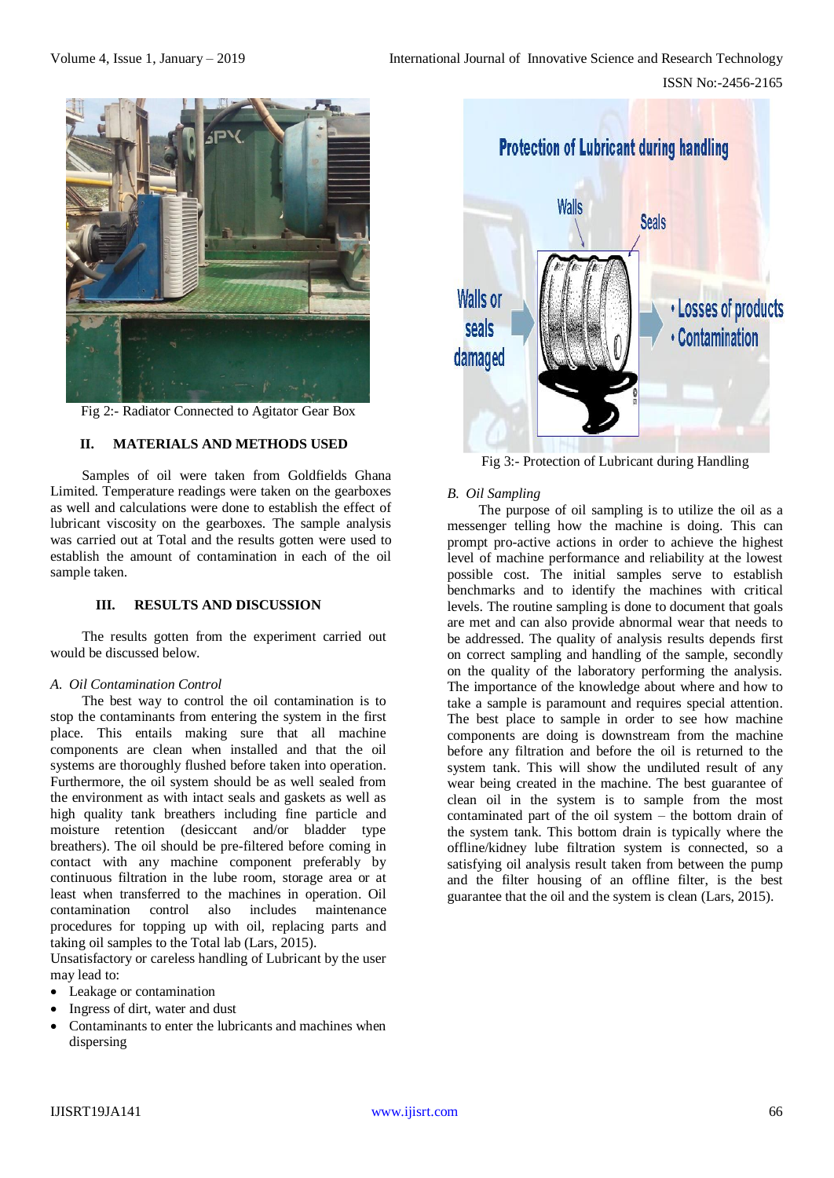Fig 2:- Radiator Connected to Agitator Gear Box

## II. MATERIALS AND METHODS USED

Samples of oil were taken from Goldfields Ghana Limited. Temperature readings were taken on the gearboxes as well and calculations were done to establish the effect of lubricant viscosity on the gearboxes. The sample analysis was carried out at Total and the results gotten were used to establish the amount of contamination in each of the oil sample taken.

## III. RESULTS AND DISCUSSION

The results gotten from the experiment carried out would be discussed below.

### *A. Oil Contamination Control*

The best way to control the oil contamination is to stop the contaminants from entering the system in the first place. This entails making sure that all machine components are clean when installed and that the oil systems are thoroughly flushed before taken into operation. Furthermore, the oil system should be as well sealed from the environment as with intact seals and gaskets as well as high quality tank breathers including fine particle and moisture retention (desiccant and/or bladder type breathers). The oil should be pre-filtered before coming in contact with any machine component preferably by continuous filtration in the lube room, storage area or at least when transferred to the machines in operation. Oil contamination control also includes maintenance procedures for topping up with oil, replacing parts and taking oil samples to the Total lab (Lars, 2015).

Unsatisfactory or careless handling of Lubricant by the user may lead to:

- Leakage or contamination
- Ingress of dirt, water and dust
- Contaminants to enter the lubricants and machines when dispersing

Fig 3:- Protection of Lubricant during Handling

### *B. Oil Sampling*

The purpose of oil sampling is to utilize the oil as a messenger telling how the machine is doing. This can prompt pro-active actions in order to achieve the highest level of machine performance and reliability at the lowest possible cost. The initial samples serve to establish benchmarks and to identify the machines with critical levels. The routine sampling is done to document that goals are met and can also provide abnormal wear that needs to be addressed. The quality of analysis results depends first on correct sampling and handling of the sample, secondly on the quality of the laboratory performing the analysis. The importance of the knowledge about where and how to take a sample is paramount and requires special attention. The best place to sample in order to see how machine components are doing is downstream from the machine before any filtration and before the oil is returned to the system tank. This will show the undiluted result of any wear being created in the machine. The best guarantee of clean oil in the system is to sample from the most contaminated part of the oil system – the bottom drain of the system tank. This bottom drain is typically where the offline/kidney lube filtration system is connected, so a satisfying oil analysis result taken from between the pump and the filter housing of an offline filter, is the best guarantee that the oil and the system is clean (Lars, 2015).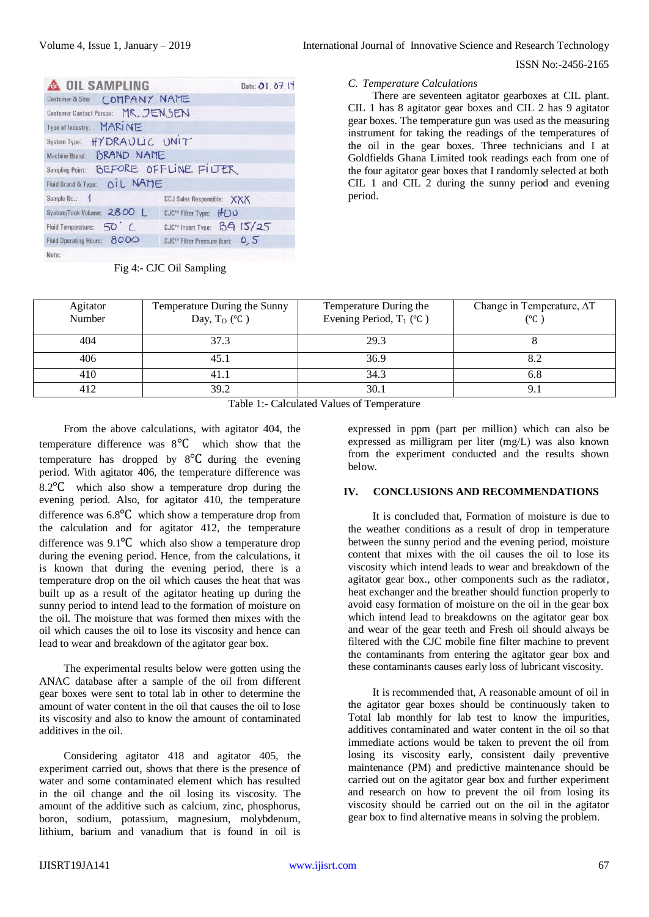| OIL SAMPLING | | Date: 01.07.14 | |
|---|---|---|---|
| Customer & Site: | COMPANY NAME | | |
| Customer Contact Person: | MR. JENSEN | | |
| Type of Industry: | MARINE | | |
| System Type: | HYDRAULIC UNIT | | |
| Machine Brand: | BRAND NAME | | |
| Sampling Point: | BEFORE OFFLINE FILTER | | |
| Fluid Brand & Type: | OIL NAME | | |
| Sample No.: | 1 | CCJ Sales Responsible: | XXX |
| System/Tank Volume: | 2800 L | CJC™ Filter Type: | HDU |
| Fluid Temperature: | 50° C | CJC™ Insert Type: | B9 15/25 |
| Fluid Operating Hours: | 8000 | CJC™ Filter Pressure (bar): | 0,5 |
| Note: | | | |

Fig 4:- CJC Oil Sampling

### C. Temperature Calculations

There are seventeen agitator gearboxes at CIL plant. CIL 1 has 8 agitator gear boxes and CIL 2 has 9 agitator gear boxes. The temperature gun was used as the measuring instrument for taking the readings of the temperatures of the oil in the gear boxes. Three technicians and I at Goldfields Ghana Limited took readings each from one of the four agitator gear boxes that I randomly selected at both CIL 1 and CIL 2 during the sunny period and evening period.

| Agitator Number | Temperature During the Sunny Day, $T_O$ (℃ ) | Temperature During the Evening Period, $T_1$ (℃ ) | Change in Temperature, ΔT (℃ ) |
|---|---|---|---|
| 404 | 37.3 | 29.3 | 8 |
| 406 | 45.1 | 36.9 | 8.2 |
| 410 | 41.1 | 34.3 | 6.8 |
| 412 | 39.2 | 30.1 | 9.1 |

Table 1:- Calculated Values of Temperature

From the above calculations, with agitator 404, the temperature difference was 8℃ which show that the temperature has dropped by 8℃ during the evening period. With agitator 406, the temperature difference was 8.2℃ which also show a temperature drop during the evening period. Also, for agitator 410, the temperature difference was 6.8℃ which show a temperature drop from the calculation and for agitator 412, the temperature difference was 9.1℃ which also show a temperature drop during the evening period. Hence, from the calculations, it is known that during the evening period, there is a temperature drop on the oil which causes the heat that was built up as a result of the agitator heating up during the sunny period to intend lead to the formation of moisture on the oil. The moisture that was formed then mixes with the oil which causes the oil to lose its viscosity and hence can lead to wear and breakdown of the agitator gear box.

The experimental results below were gotten using the ANAC database after a sample of the oil from different gear boxes were sent to total lab in other to determine the amount of water content in the oil that causes the oil to lose its viscosity and also to know the amount of contaminated additives in the oil.

Considering agitator 418 and agitator 405, the experiment carried out, shows that there is the presence of water and some contaminated element which has resulted in the oil change and the oil losing its viscosity. The amount of the additive such as calcium, zinc, phosphorus, boron, sodium, potassium, magnesium, molybdenum, lithium, barium and vanadium that is found in oil is expressed in ppm (part per million) which can also be expressed as milligram per liter (mg/L) was also known from the experiment conducted and the results shown below.

## IV. CONCLUSIONS AND RECOMMENDATIONS

It is concluded that, Formation of moisture is due to the weather conditions as a result of drop in temperature between the sunny period and the evening period, moisture content that mixes with the oil causes the oil to lose its viscosity which intend leads to wear and breakdown of the agitator gear box., other components such as the radiator, heat exchanger and the breather should function properly to avoid easy formation of moisture on the oil in the gear box which intend lead to breakdowns on the agitator gear box and wear of the gear teeth and Fresh oil should always be filtered with the CJC mobile fine filter machine to prevent the contaminants from entering the agitator gear box and these contaminants causes early loss of lubricant viscosity.

It is recommended that, A reasonable amount of oil in the agitator gear boxes should be continuously taken to Total lab monthly for lab test to know the impurities, additives contaminated and water content in the oil so that immediate actions would be taken to prevent the oil from losing its viscosity early, consistent daily preventive maintenance (PM) and predictive maintenance should be carried out on the agitator gear box and further experiment and research on how to prevent the oil from losing its viscosity should be carried out on the oil in the agitator gear box to find alternative means in solving the problem.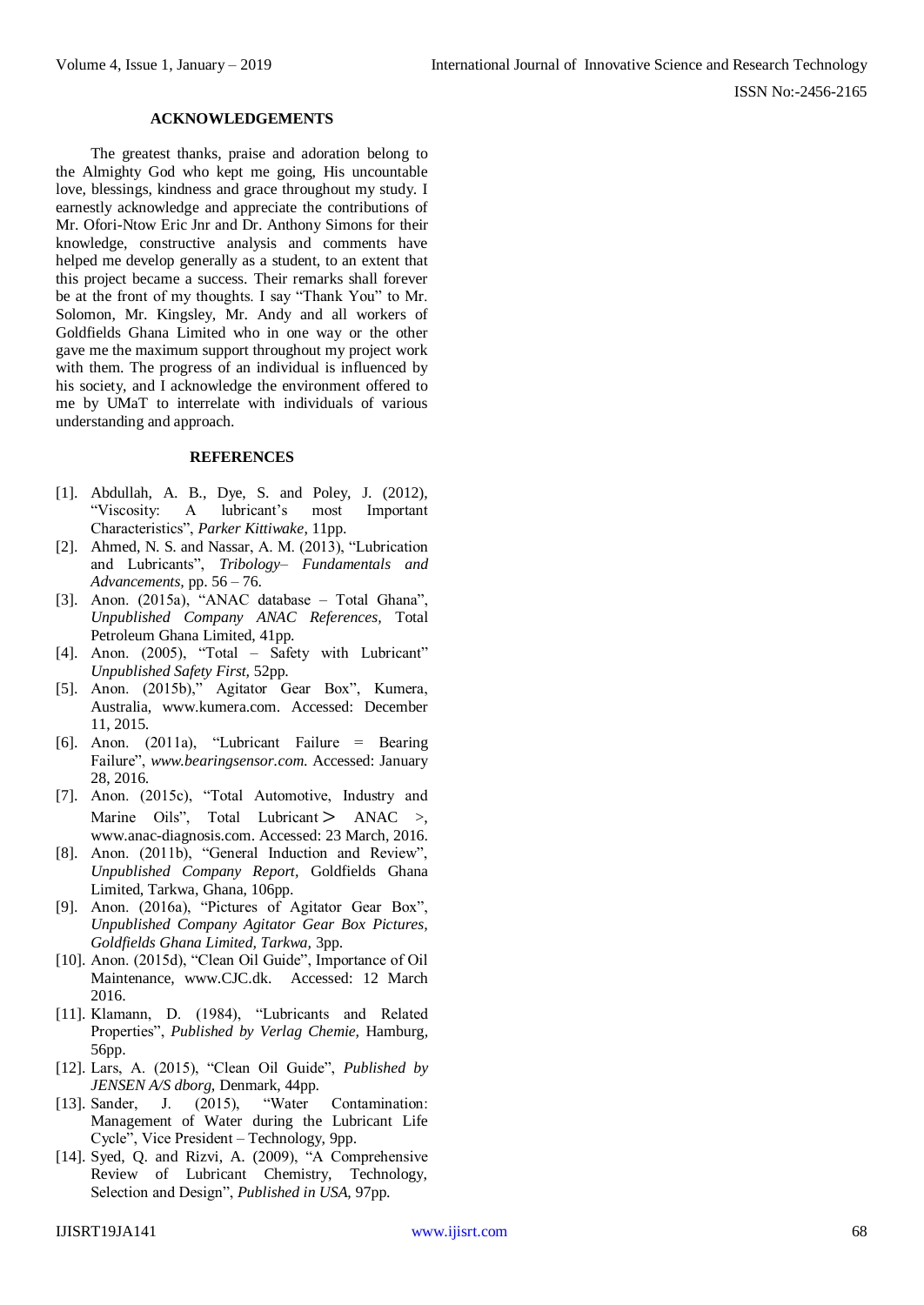## ACKNOWLEDGEMENTS

The greatest thanks, praise and adoration belong to the Almighty God who kept me going, His uncountable love, blessings, kindness and grace throughout my study. I earnestly acknowledge and appreciate the contributions of Mr. Ofori-Ntow Eric Jnr and Dr. Anthony Simons for their knowledge, constructive analysis and comments have helped me develop generally as a student, to an extent that this project became a success. Their remarks shall forever be at the front of my thoughts. I say "Thank You" to Mr. Solomon, Mr. Kingsley, Mr. Andy and all workers of Goldfields Ghana Limited who in one way or the other gave me the maximum support throughout my project work with them. The progress of an individual is influenced by his society, and I acknowledge the environment offered to me by UMaT to interrelate with individuals of various understanding and approach.

## REFERENCES

- [1]. Abdullah, A. B., Dye, S. and Poley, J. (2012), "Viscosity: A lubricant's most Important Characteristics", *Parker Kittiwake,* 11pp.
- [2]. Ahmed, N. S. and Nassar, A. M. (2013), "Lubrication and Lubricants", *Tribology– Fundamentals and Advancements*, pp. 56 – 76.
- [3]. Anon. (2015a), "ANAC database – Total Ghana", *Unpublished Company ANAC References,* Total Petroleum Ghana Limited, 41pp.
- [4]. Anon. (2005), "Total – Safety with Lubricant" *Unpublished Safety First,* 52pp.
- [5]. Anon. (2015b)," Agitator Gear Box", Kumera, Australia, www.kumera.com. Accessed: December 11, 2015.
- [6]. Anon. (2011a), "Lubricant Failure = Bearing Failure", *www.bearingsensor.com.* Accessed: January 28, 2016.
- [7]. Anon. (2015c), "Total Automotive, Industry and Marine Oils", Total Lubricant > ANAC >, www.anac-diagnosis.com. Accessed: 23 March, 2016.
- [8]. Anon. (2011b), "General Induction and Review", *Unpublished Company Report,* Goldfields Ghana Limited, Tarkwa, Ghana, 106pp.
- [9]. Anon. (2016a), "Pictures of Agitator Gear Box", *Unpublished Company Agitator Gear Box Pictures, Goldfields Ghana Limited, Tarkwa,* 3pp.
- [10]. Anon. (2015d), "Clean Oil Guide", Importance of Oil Maintenance, www.CJC.dk. Accessed: 12 March 2016.
- [11]. Klamann, D. (1984), "Lubricants and Related Properties", *Published by Verlag Chemie,* Hamburg, 56pp.
- [12]. Lars, A. (2015), "Clean Oil Guide", *Published by JENSEN A/S dborg,* Denmark, 44pp.
- [13]. Sander, J. (2015), "Water Contamination: Management of Water during the Lubricant Life Cycle", Vice President – Technology, 9pp.
- [14]. Syed, Q. and Rizvi, A. (2009), "A Comprehensive Review of Lubricant Chemistry, Technology, Selection and Design", *Published in USA,* 97pp.